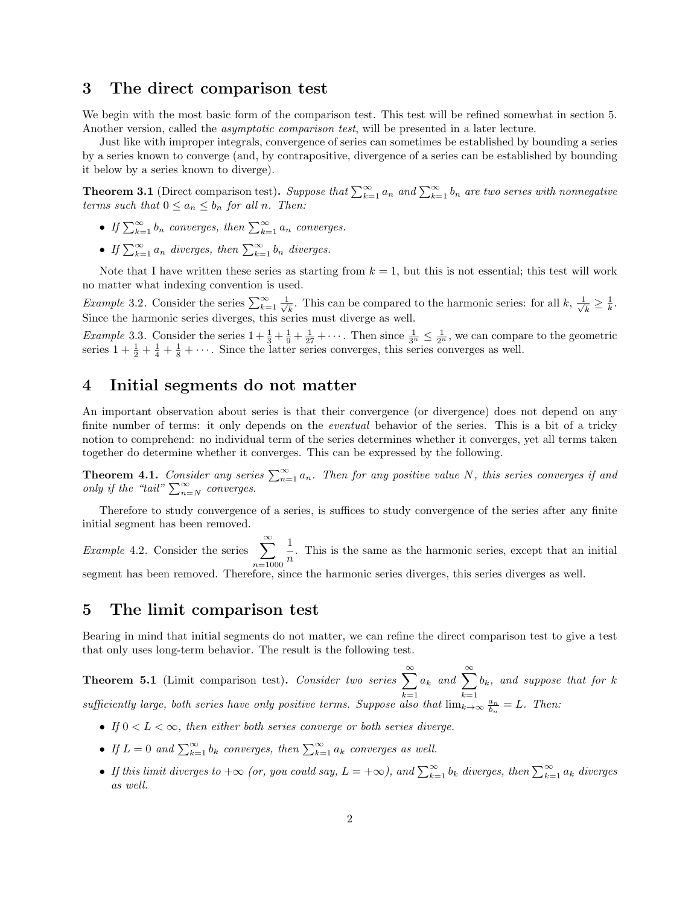## 3 The direct comparison test

We begin with the most basic form of the comparison test. This test will be refined somewhat in section 5. Another version, called the *asymptotic comparison test*, will be presented in a later lecture.

Just like with improper integrals, convergence of series can sometimes be established by bounding a series by a series known to converge (and, by contrapositive, divergence of a series can be established by bounding it below by a series known to diverge).

**Theorem 3.1** (Direct comparison test)**.** *Suppose that $\sum_{k=1}^{\infty} a_n$ and $\sum_{k=1}^{\infty} b_n$ are two series with nonnegative terms such that $0 \leq a_n \leq b_n$ for all $n$. Then:*

- *If $\sum_{k=1}^{\infty} b_n$ converges, then $\sum_{k=1}^{\infty} a_n$ converges.*
- *If $\sum_{k=1}^{\infty} a_n$ diverges, then $\sum_{k=1}^{\infty} b_n$ diverges.*

Note that I have written these series as starting from $k = 1$, but this is not essential; this test will work no matter what indexing convention is used.

*Example* 3.2. Consider the series $\sum_{k=1}^{\infty} \frac{1}{\sqrt{k}}$. This can be compared to the harmonic series: for all $k$, $\frac{1}{\sqrt{k}} \geq \frac{1}{k}$. Since the harmonic series diverges, this series must diverge as well.

*Example* 3.3. Consider the series $1 + \frac{1}{3} + \frac{1}{9} + \frac{1}{27} + \cdots$. Then since $\frac{1}{3^n} \leq \frac{1}{2^n}$, we can compare to the geometric series $1 + \frac{1}{2} + \frac{1}{4} + \frac{1}{8} + \cdots$. Since the latter series converges, this series converges as well.

## 4 Initial segments do not matter

An important observation about series is that their convergence (or divergence) does not depend on any finite number of terms: it only depends on the *eventual* behavior of the series. This is a bit of a tricky notion to comprehend: no individual term of the series determines whether it converges, yet all terms taken together do determine whether it converges. This can be expressed by the following.

**Theorem 4.1.** *Consider any series $\sum_{n=1}^{\infty} a_n$. Then for any positive value $N$, this series converges if and only if the "tail" $\sum_{n=N}^{\infty}$ converges.*

Therefore to study convergence of a series, is suffices to study convergence of the series after any finite initial segment has been removed.

*Example* 4.2. Consider the series $\displaystyle\sum_{n=1000}^{\infty} \frac{1}{n}$. This is the same as the harmonic series, except that an initial segment has been removed. Therefore, since the harmonic series diverges, this series diverges as well.

## 5 The limit comparison test

Bearing in mind that initial segments do not matter, we can refine the direct comparison test to give a test that only uses long-term behavior. The result is the following test.

**Theorem 5.1** (Limit comparison test)**.** *Consider two series $\displaystyle\sum_{k=1}^{\infty} a_k$ and $\displaystyle\sum_{k=1}^{\infty} b_k$, and suppose that for $k$ sufficiently large, both series have only positive terms. Suppose also that $\lim_{k\to\infty} \frac{a_n}{b_n} = L$. Then:*

- *If $0 < L < \infty$, then either both series converge or both series diverge.*
- *If $L = 0$ and $\sum_{k=1}^{\infty} b_k$ converges, then $\sum_{k=1}^{\infty} a_k$ converges as well.*
- *If this limit diverges to $+\infty$ (or, you could say, $L = +\infty$), and $\sum_{k=1}^{\infty} b_k$ diverges, then $\sum_{k=1}^{\infty} a_k$ diverges as well.*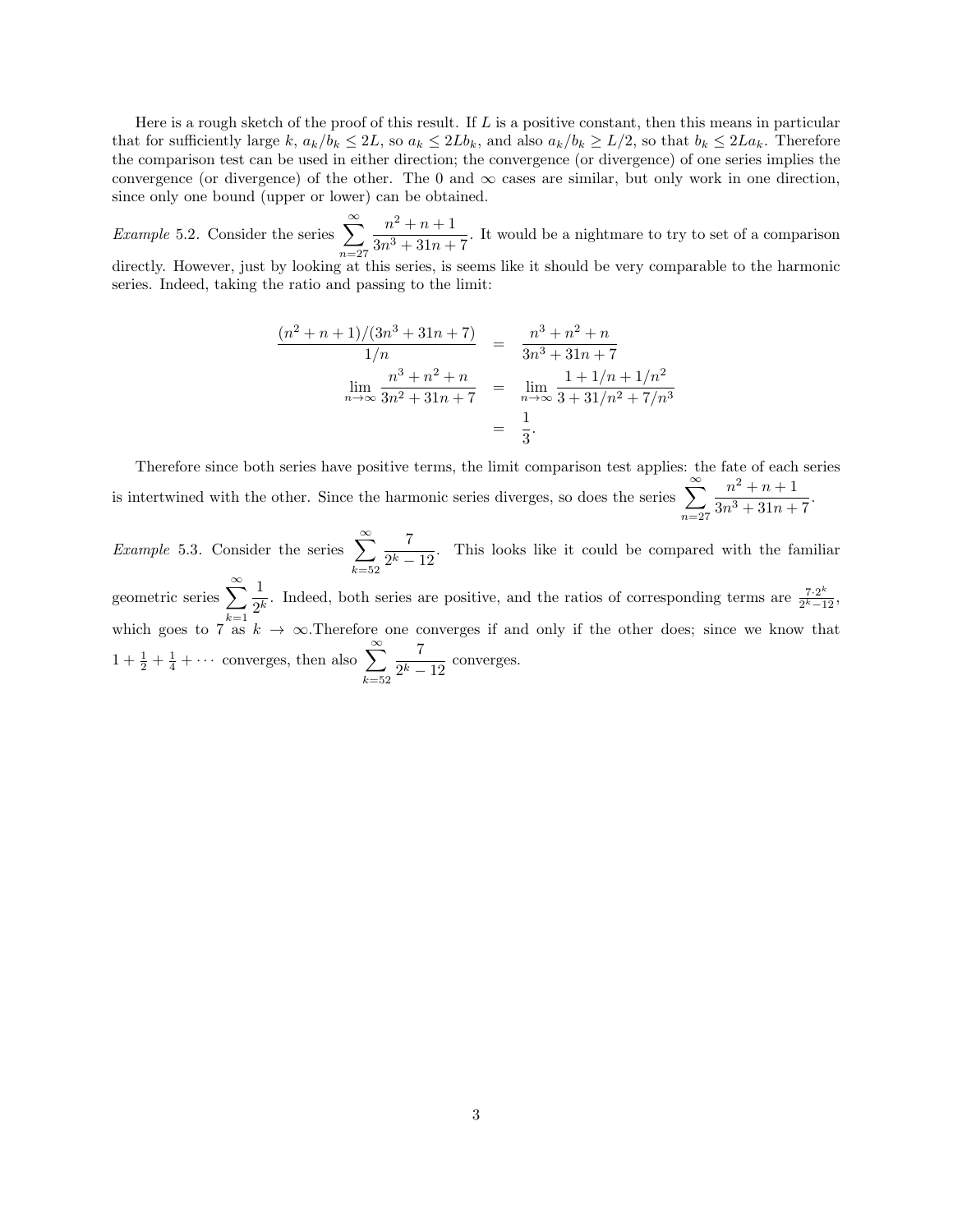Here is a rough sketch of the proof of this result. If $L$ is a positive constant, then this means in particular that for sufficiently large $k$, $a_k/b_k \leq 2L$, so $a_k \leq 2Lb_k$, and also $a_k/b_k \geq L/2$, so that $b_k \leq 2La_k$. Therefore the comparison test can be used in either direction; the convergence (or divergence) of one series implies the convergence (or divergence) of the other. The 0 and $\infty$ cases are similar, but only work in one direction, since only one bound (upper or lower) can be obtained.

*Example* 5.2. Consider the series $\displaystyle\sum_{n=27}^{\infty} \frac{n^2+n+1}{3n^3+31n+7}$. It would be a nightmare to try to set of a comparison directly. However, just by looking at this series, is seems like it should be very comparable to the harmonic series. Indeed, taking the ratio and passing to the limit:

$$
\begin{aligned}
\frac{(n^2+n+1)/(3n^3+31n+7)}{1/n} &= \frac{n^3+n^2+n}{3n^3+31n+7} \\
\lim_{n\to\infty} \frac{n^3+n^2+n}{3n^2+31n+7} &= \lim_{n\to\infty} \frac{1+1/n+1/n^2}{3+31/n^2+7/n^3} \\
&= \frac{1}{3}.
\end{aligned}
$$

Therefore since both series have positive terms, the limit comparison test applies: the fate of each series is intertwined with the other. Since the harmonic series diverges, so does the series $\displaystyle\sum_{n=27}^{\infty} \frac{n^2+n+1}{3n^3+31n+7}$.

*Example* 5.3. Consider the series $\displaystyle\sum_{k=52}^{\infty} \frac{7}{2^k-12}$. This looks like it could be compared with the familiar geometric series $\displaystyle\sum_{k=1}^{\infty} \frac{1}{2^k}$. Indeed, both series are positive, and the ratios of corresponding terms are $\frac{7\cdot 2^k}{2^k-12}$, which goes to 7 as $k \to \infty$.Therefore one converges if and only if the other does; since we know that $1 + \frac{1}{2} + \frac{1}{4} + \cdots$ converges, then also $\displaystyle\sum_{k=52}^{\infty} \frac{7}{2^k-12}$ converges.